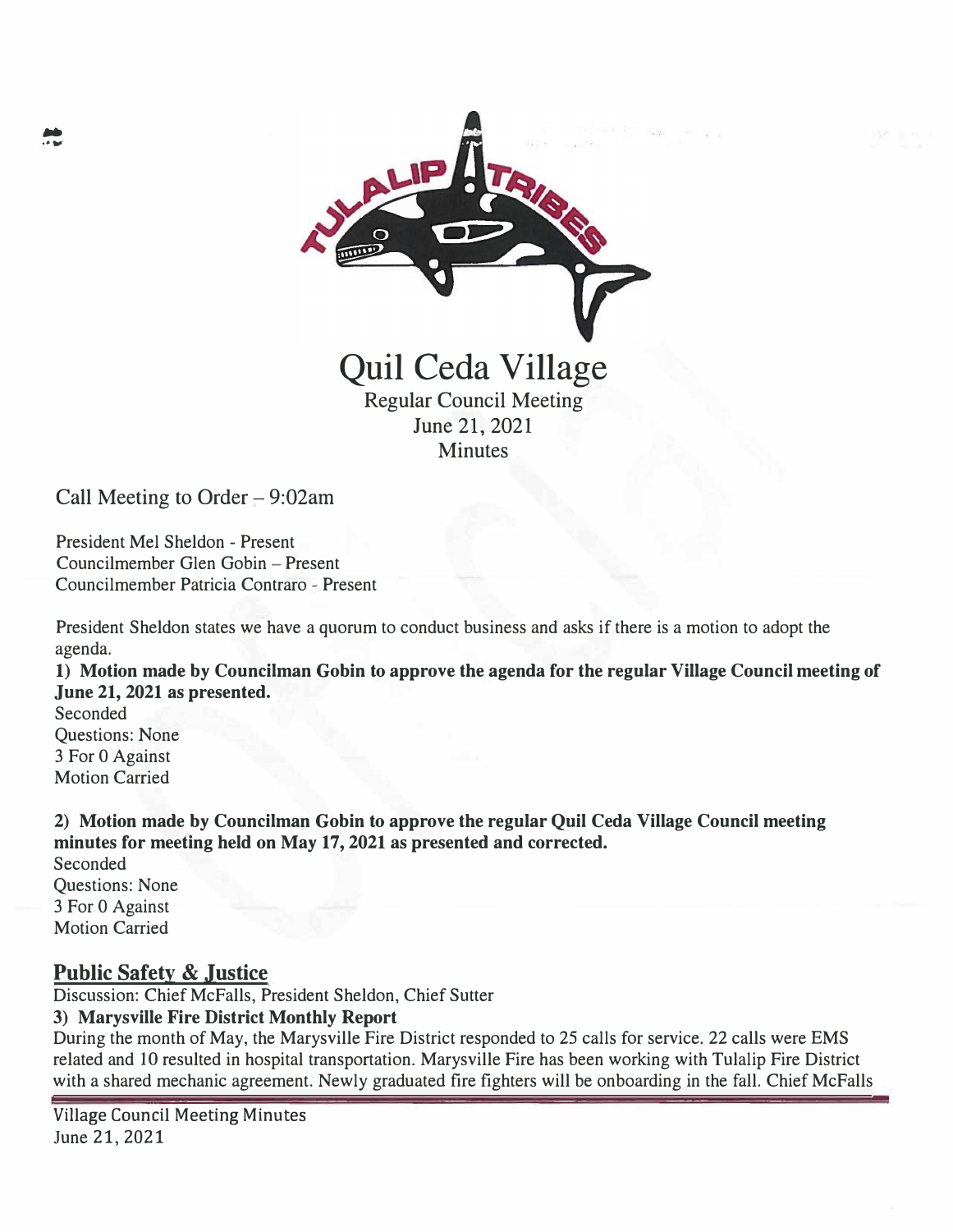# Quil Ceda Village

Regular Council Meeting
June 21, 2021
Minutes

Call Meeting to Order – 9:02am

President Mel Sheldon - Present
Councilmember Glen Gobin – Present
Councilmember Patricia Contraro - Present

President Sheldon states we have a quorum to conduct business and asks if there is a motion to adopt the agenda.

**1) Motion made by Councilman Gobin to approve the agenda for the regular Village Council meeting of June 21, 2021 as presented.**
Seconded
Questions: None
3 For 0 Against
Motion Carried

**2) Motion made by Councilman Gobin to approve the regular Quil Ceda Village Council meeting minutes for meeting held on May 17, 2021 as presented and corrected.**
Seconded
Questions: None
3 For 0 Against
Motion Carried

## Public Safety & Justice

Discussion: Chief McFalls, President Sheldon, Chief Sutter

**3) Marysville Fire District Monthly Report**

During the month of May, the Marysville Fire District responded to 25 calls for service. 22 calls were EMS related and 10 resulted in hospital transportation. Marysville Fire has been working with Tulalip Fire District with a shared mechanic agreement. Newly graduated fire fighters will be onboarding in the fall. Chief McFalls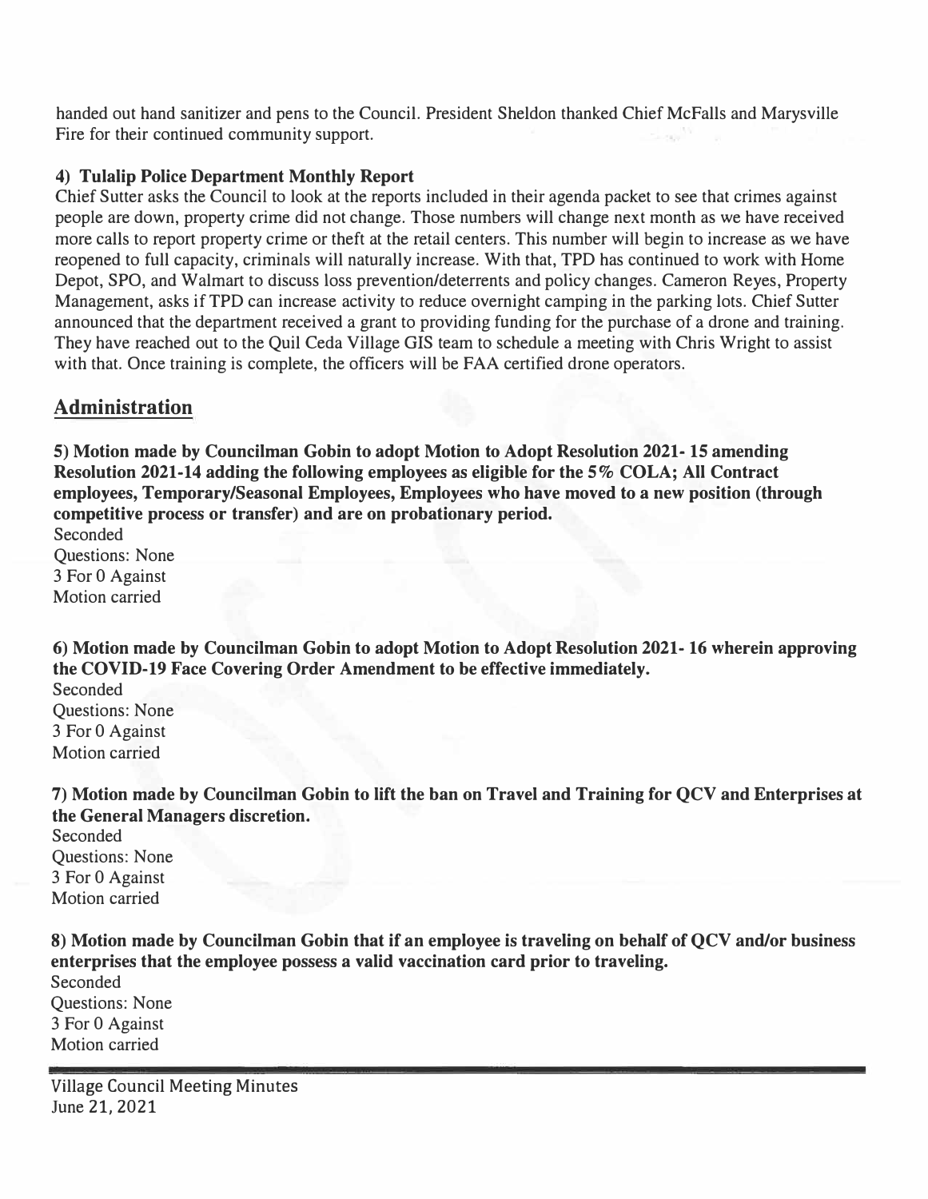handed out hand sanitizer and pens to the Council. President Sheldon thanked Chief McFalls and Marysville Fire for their continued community support.

**4) Tulalip Police Department Monthly Report**

Chief Sutter asks the Council to look at the reports included in their agenda packet to see that crimes against people are down, property crime did not change. Those numbers will change next month as we have received more calls to report property crime or theft at the retail centers. This number will begin to increase as we have reopened to full capacity, criminals will naturally increase. With that, TPD has continued to work with Home Depot, SPO, and Walmart to discuss loss prevention/deterrents and policy changes. Cameron Reyes, Property Management, asks if TPD can increase activity to reduce overnight camping in the parking lots. Chief Sutter announced that the department received a grant to providing funding for the purchase of a drone and training. They have reached out to the Quil Ceda Village GIS team to schedule a meeting with Chris Wright to assist with that. Once training is complete, the officers will be FAA certified drone operators.

## Administration

**5) Motion made by Councilman Gobin to adopt Motion to Adopt Resolution 2021- 15 amending Resolution 2021-14 adding the following employees as eligible for the 5% COLA; All Contract employees, Temporary/Seasonal Employees, Employees who have moved to a new position (through competitive process or transfer) and are on probationary period.**

Seconded
Questions: None
3 For 0 Against
Motion carried

**6) Motion made by Councilman Gobin to adopt Motion to Adopt Resolution 2021- 16 wherein approving the COVID-19 Face Covering Order Amendment to be effective immediately.**

Seconded
Questions: None
3 For 0 Against
Motion carried

**7) Motion made by Councilman Gobin to lift the ban on Travel and Training for QCV and Enterprises at the General Managers discretion.**

Seconded
Questions: None
3 For 0 Against
Motion carried

**8) Motion made by Councilman Gobin that if an employee is traveling on behalf of QCV and/or business enterprises that the employee possess a valid vaccination card prior to traveling.**

Seconded
Questions: None
3 For 0 Against
Motion carried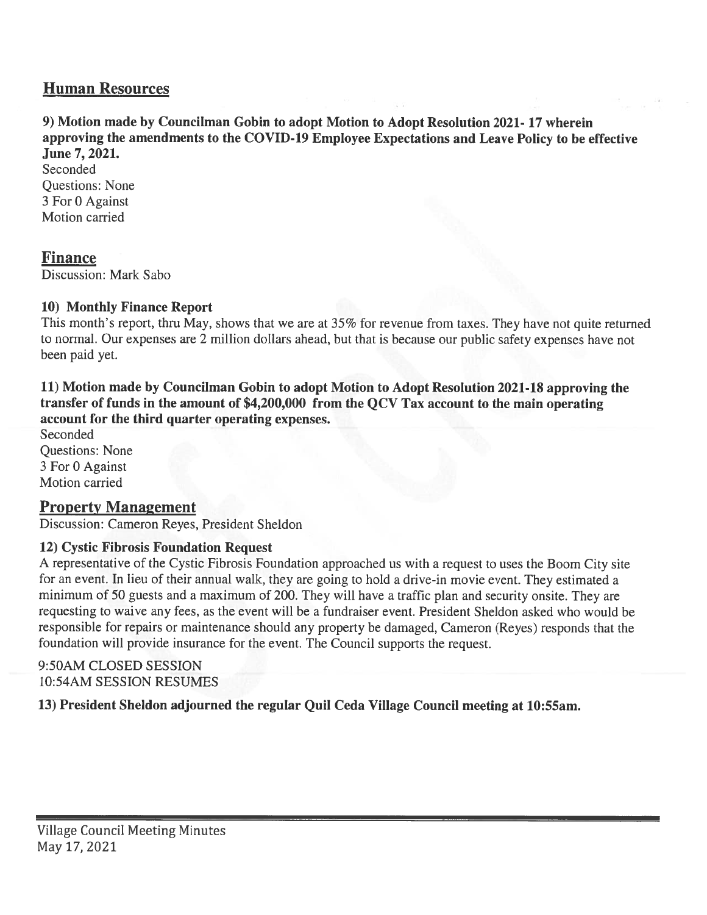## Human Resources

**9) Motion made by Councilman Gobin to adopt Motion to Adopt Resolution 2021- 17 wherein approving the amendments to the COVID-19 Employee Expectations and Leave Policy to be effective June 7, 2021.**

Seconded
Questions: None
3 For 0 Against
Motion carried

## Finance

Discussion: Mark Sabo

**10) Monthly Finance Report**

This month's report, thru May, shows that we are at 35% for revenue from taxes. They have not quite returned to normal. Our expenses are 2 million dollars ahead, but that is because our public safety expenses have not been paid yet.

**11) Motion made by Councilman Gobin to adopt Motion to Adopt Resolution 2021-18 approving the transfer of funds in the amount of $4,200,000 from the QCV Tax account to the main operating account for the third quarter operating expenses.**

Seconded
Questions: None
3 For 0 Against
Motion carried

## Property Management

Discussion: Cameron Reyes, President Sheldon

**12) Cystic Fibrosis Foundation Request**

A representative of the Cystic Fibrosis Foundation approached us with a request to uses the Boom City site for an event. In lieu of their annual walk, they are going to hold a drive-in movie event. They estimated a minimum of 50 guests and a maximum of 200. They will have a traffic plan and security onsite. They are requesting to waive any fees, as the event will be a fundraiser event. President Sheldon asked who would be responsible for repairs or maintenance should any property be damaged, Cameron (Reyes) responds that the foundation will provide insurance for the event. The Council supports the request.

9:50AM CLOSED SESSION
10:54AM SESSION RESUMES

**13) President Sheldon adjourned the regular Quil Ceda Village Council meeting at 10:55am.**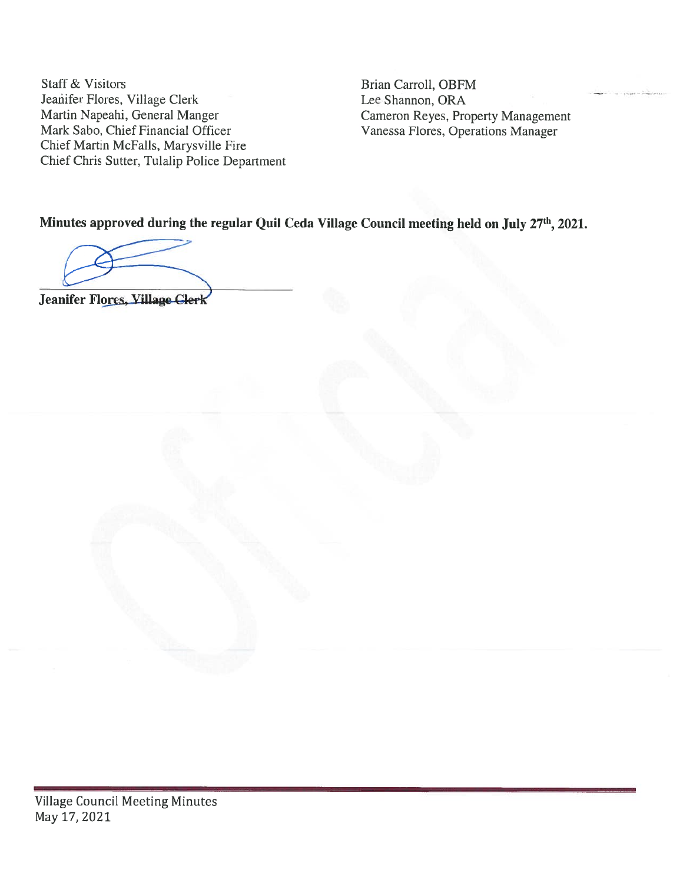Staff & Visitors
Jeanifer Flores, Village Clerk
Martin Napeahi, General Manger
Mark Sabo, Chief Financial Officer
Chief Martin McFalls, Marysville Fire
Chief Chris Sutter, Tulalip Police Department

Brian Carroll, OBFM
Lee Shannon, ORA
Cameron Reyes, Property Management
Vanessa Flores, Operations Manager

**Minutes approved during the regular Quil Ceda Village Council meeting held on July 27th, 2021.**

**Jeanifer Flores, Village Clerk**